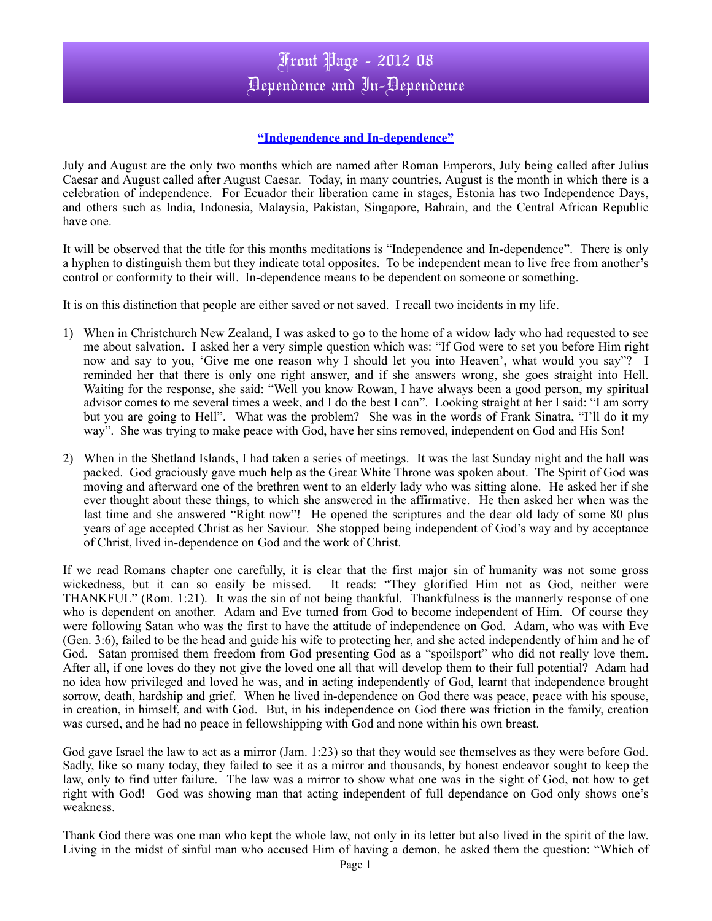# Front Page - 2012 08
# Dependence and In-Dependence

**"Independence and In-dependence"**

July and August are the only two months which are named after Roman Emperors, July being called after Julius Caesar and August called after August Caesar. Today, in many countries, August is the month in which there is a celebration of independence. For Ecuador their liberation came in stages, Estonia has two Independence Days, and others such as India, Indonesia, Malaysia, Pakistan, Singapore, Bahrain, and the Central African Republic have one.

It will be observed that the title for this months meditations is "Independence and In-dependence". There is only a hyphen to distinguish them but they indicate total opposites. To be independent mean to live free from another's control or conformity to their will. In-dependence means to be dependent on someone or something.

It is on this distinction that people are either saved or not saved. I recall two incidents in my life.

1) When in Christchurch New Zealand, I was asked to go to the home of a widow lady who had requested to see me about salvation. I asked her a very simple question which was: "If God were to set you before Him right now and say to you, 'Give me one reason why I should let you into Heaven', what would you say"? I reminded her that there is only one right answer, and if she answers wrong, she goes straight into Hell. Waiting for the response, she said: "Well you know Rowan, I have always been a good person, my spiritual advisor comes to me several times a week, and I do the best I can". Looking straight at her I said: "I am sorry but you are going to Hell". What was the problem? She was in the words of Frank Sinatra, "I'll do it my way". She was trying to make peace with God, have her sins removed, independent on God and His Son!

2) When in the Shetland Islands, I had taken a series of meetings. It was the last Sunday night and the hall was packed. God graciously gave much help as the Great White Throne was spoken about. The Spirit of God was moving and afterward one of the brethren went to an elderly lady who was sitting alone. He asked her if she ever thought about these things, to which she answered in the affirmative. He then asked her when was the last time and she answered "Right now"! He opened the scriptures and the dear old lady of some 80 plus years of age accepted Christ as her Saviour. She stopped being independent of God's way and by acceptance of Christ, lived in-dependence on God and the work of Christ.

If we read Romans chapter one carefully, it is clear that the first major sin of humanity was not some gross wickedness, but it can so easily be missed. It reads: "They glorified Him not as God, neither were THANKFUL" (Rom. 1:21). It was the sin of not being thankful. Thankfulness is the mannerly response of one who is dependent on another. Adam and Eve turned from God to become independent of Him. Of course they were following Satan who was the first to have the attitude of independence on God. Adam, who was with Eve (Gen. 3:6), failed to be the head and guide his wife to protecting her, and she acted independently of him and he of God. Satan promised them freedom from God presenting God as a "spoilsport" who did not really love them. After all, if one loves do they not give the loved one all that will develop them to their full potential? Adam had no idea how privileged and loved he was, and in acting independently of God, learnt that independence brought sorrow, death, hardship and grief. When he lived in-dependence on God there was peace, peace with his spouse, in creation, in himself, and with God. But, in his independence on God there was friction in the family, creation was cursed, and he had no peace in fellowshipping with God and none within his own breast.

God gave Israel the law to act as a mirror (Jam. 1:23) so that they would see themselves as they were before God. Sadly, like so many today, they failed to see it as a mirror and thousands, by honest endeavor sought to keep the law, only to find utter failure. The law was a mirror to show what one was in the sight of God, not how to get right with God! God was showing man that acting independent of full dependance on God only shows one's weakness.

Thank God there was one man who kept the whole law, not only in its letter but also lived in the spirit of the law. Living in the midst of sinful man who accused Him of having a demon, he asked them the question: "Which of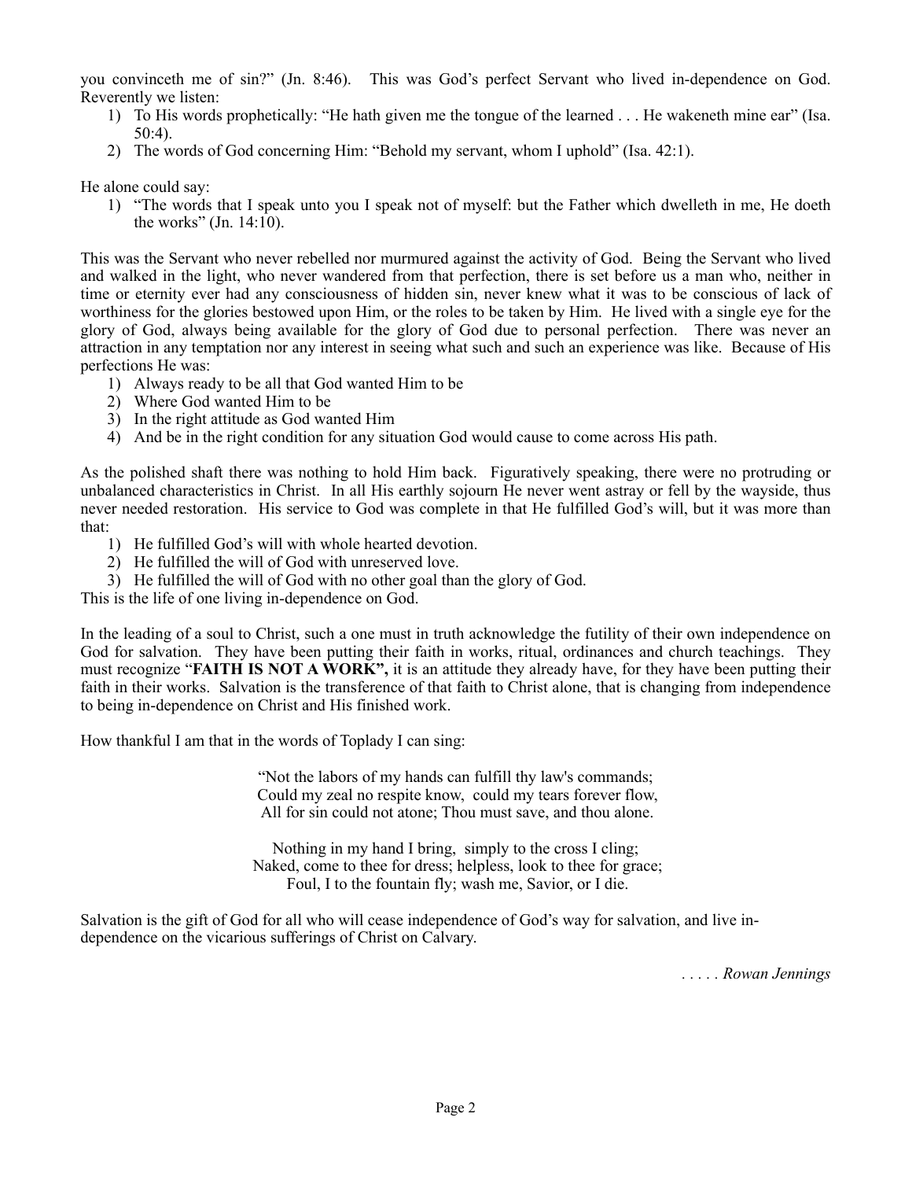you convinceth me of sin?" (Jn. 8:46). This was God's perfect Servant who lived in-dependence on God. Reverently we listen:

1) To His words prophetically: "He hath given me the tongue of the learned . . . He wakeneth mine ear" (Isa. 50:4).
2) The words of God concerning Him: "Behold my servant, whom I uphold" (Isa. 42:1).

He alone could say:

1) "The words that I speak unto you I speak not of myself: but the Father which dwelleth in me, He doeth the works" (Jn. 14:10).

This was the Servant who never rebelled nor murmured against the activity of God. Being the Servant who lived and walked in the light, who never wandered from that perfection, there is set before us a man who, neither in time or eternity ever had any consciousness of hidden sin, never knew what it was to be conscious of lack of worthiness for the glories bestowed upon Him, or the roles to be taken by Him. He lived with a single eye for the glory of God, always being available for the glory of God due to personal perfection. There was never an attraction in any temptation nor any interest in seeing what such and such an experience was like. Because of His perfections He was:

1) Always ready to be all that God wanted Him to be
2) Where God wanted Him to be
3) In the right attitude as God wanted Him
4) And be in the right condition for any situation God would cause to come across His path.

As the polished shaft there was nothing to hold Him back. Figuratively speaking, there were no protruding or unbalanced characteristics in Christ. In all His earthly sojourn He never went astray or fell by the wayside, thus never needed restoration. His service to God was complete in that He fulfilled God's will, but it was more than that:

1) He fulfilled God's will with whole hearted devotion.
2) He fulfilled the will of God with unreserved love.
3) He fulfilled the will of God with no other goal than the glory of God.

This is the life of one living in-dependence on God.

In the leading of a soul to Christ, such a one must in truth acknowledge the futility of their own independence on God for salvation. They have been putting their faith in works, ritual, ordinances and church teachings. They must recognize "**FAITH IS NOT A WORK",** it is an attitude they already have, for they have been putting their faith in their works. Salvation is the transference of that faith to Christ alone, that is changing from independence to being in-dependence on Christ and His finished work.

How thankful I am that in the words of Toplady I can sing:

> "Not the labors of my hands can fulfill thy law's commands;
> Could my zeal no respite know, could my tears forever flow,
> All for sin could not atone; Thou must save, and thou alone.
>
> Nothing in my hand I bring, simply to the cross I cling;
> Naked, come to thee for dress; helpless, look to thee for grace;
> Foul, I to the fountain fly; wash me, Savior, or I die.

Salvation is the gift of God for all who will cease independence of God's way for salvation, and live in-dependence on the vicarious sufferings of Christ on Calvary.

*. . . . . Rowan Jennings*